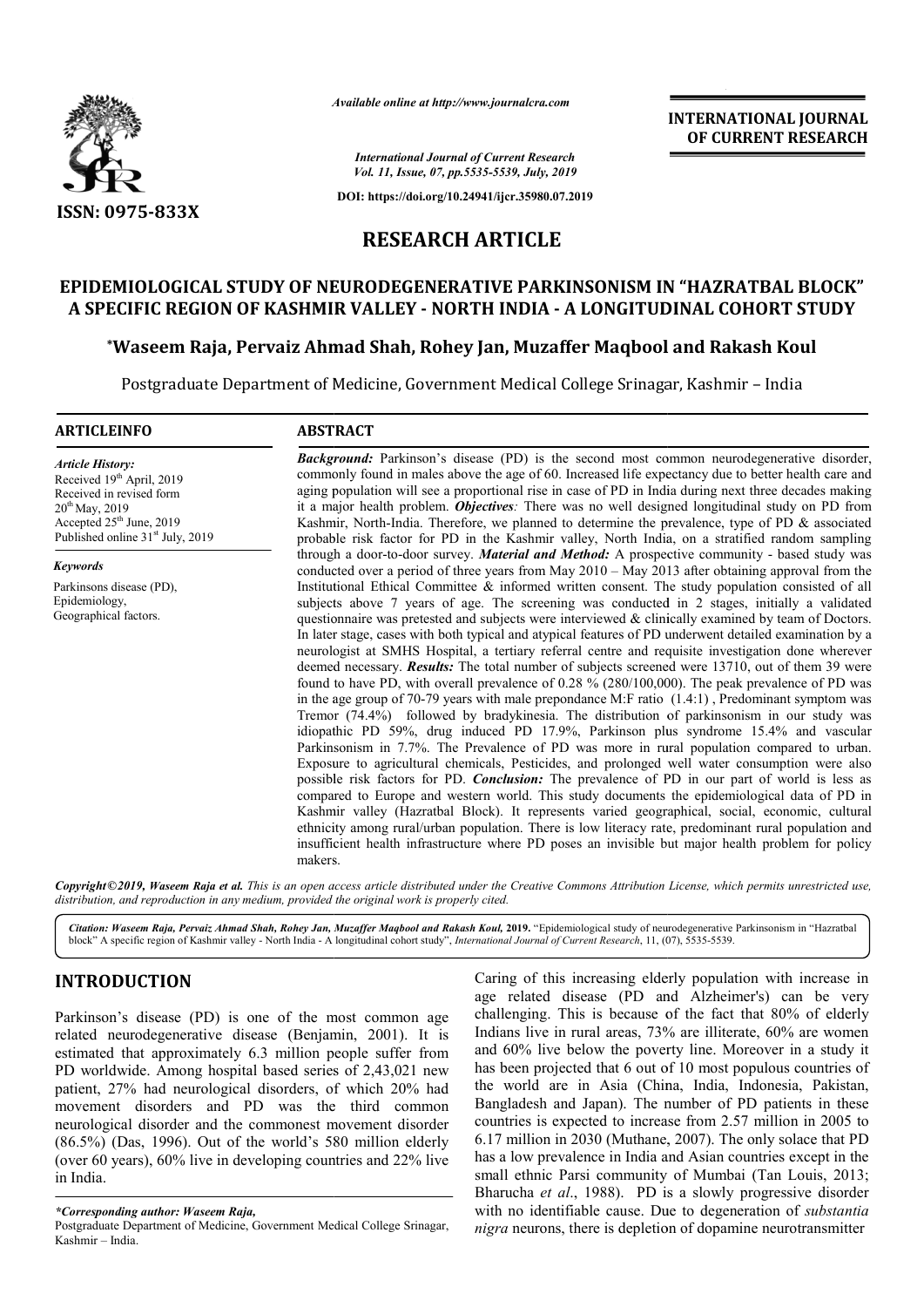*Available online at http://www.journalcra.com*

*International Journal of Current Research*
*Vol. 11, Issue, 07, pp.5535-5539, July, 2019*

**DOI: https://doi.org/10.24941/ijcr.35980.07.2019**

**INTERNATIONAL JOURNAL OF CURRENT RESEARCH**

**ISSN: 0975-833X**

# RESEARCH ARTICLE

# EPIDEMIOLOGICAL STUDY OF NEURODEGENERATIVE PARKINSONISM IN "HAZRATBAL BLOCK" A SPECIFIC REGION OF KASHMIR VALLEY - NORTH INDIA - A LONGITUDINAL COHORT STUDY

**\*Waseem Raja, Pervaiz Ahmad Shah, Rohey Jan, Muzaffer Maqbool and Rakash Koul**

Postgraduate Department of Medicine, Government Medical College Srinagar, Kashmir – India

## ARTICLEINFO

*Article History:*
Received 19th April, 2019
Received in revised form
20th May, 2019
Accepted 25th June, 2019
Published online 31st July, 2019

*Keywords*

Parkinsons disease (PD),
Epidemiology,
Geographical factors.

## ABSTRACT

***Background:*** Parkinson's disease (PD) is the second most common neurodegenerative disorder, commonly found in males above the age of 60. Increased life expectancy due to better health care and aging population will see a proportional rise in case of PD in India during next three decades making it a major health problem. ***Objectives:*** There was no well designed longitudinal study on PD from Kashmir, North-India. Therefore, we planned to determine the prevalence, type of PD & associated probable risk factor for PD in the Kashmir valley, North India, on a stratified random sampling through a door-to-door survey. ***Material and Method:*** A prospective community - based study was conducted over a period of three years from May 2010 – May 2013 after obtaining approval from the Institutional Ethical Committee & informed written consent. The study population consisted of all subjects above 7 years of age. The screening was conducted in 2 stages, initially a validated questionnaire was pretested and subjects were interviewed & clinically examined by team of Doctors. In later stage, cases with both typical and atypical features of PD underwent detailed examination by a neurologist at SMHS Hospital, a tertiary referral centre and requisite investigation done wherever deemed necessary. ***Results:*** The total number of subjects screened were 13710, out of them 39 were found to have PD, with overall prevalence of 0.28 % (280/100,000). The peak prevalence of PD was in the age group of 70-79 years with male prepondance M:F ratio (1.4:1) , Predominant symptom was Tremor (74.4%) followed by bradykinesia. The distribution of parkinsonism in our study was idiopathic PD 59%, drug induced PD 17.9%, Parkinson plus syndrome 15.4% and vascular Parkinsonism in 7.7%. The Prevalence of PD was more in rural population compared to urban. Exposure to agricultural chemicals, Pesticides, and prolonged well water consumption were also possible risk factors for PD. ***Conclusion:*** The prevalence of PD in our part of world is less as compared to Europe and western world. This study documents the epidemiological data of PD in Kashmir valley (Hazratbal Block). It represents varied geographical, social, economic, cultural ethnicity among rural/urban population. There is low literacy rate, predominant rural population and insufficient health infrastructure where PD poses an invisible but major health problem for policy makers.

***Copyright©2019, Waseem Raja et al.*** *This is an open access article distributed under the Creative Commons Attribution License, which permits unrestricted use, distribution, and reproduction in any medium, provided the original work is properly cited.*

***Citation: Waseem Raja, Pervaiz Ahmad Shah, Rohey Jan, Muzaffer Maqbool and Rakash Koul,*** **2019.** "Epidemiological study of neurodegenerative Parkinsonism in "Hazratbal block" A specific region of Kashmir valley - North India - A longitudinal cohort study", *International Journal of Current Research*, 11, (07), 5535-5539.

## INTRODUCTION

Parkinson's disease (PD) is one of the most common age related neurodegenerative disease (Benjamin, 2001). It is estimated that approximately 6.3 million people suffer from PD worldwide. Among hospital based series of 2,43,021 new patient, 27% had neurological disorders, of which 20% had movement disorders and PD was the third common neurological disorder and the commonest movement disorder (86.5%) (Das, 1996). Out of the world's 580 million elderly (over 60 years), 60% live in developing countries and 22% live in India.

Caring of this increasing elderly population with increase in age related disease (PD and Alzheimer's) can be very challenging. This is because of the fact that 80% of elderly Indians live in rural areas, 73% are illiterate, 60% are women and 60% live below the poverty line. Moreover in a study it has been projected that 6 out of 10 most populous countries of the world are in Asia (China, India, Indonesia, Pakistan, Bangladesh and Japan). The number of PD patients in these countries is expected to increase from 2.57 million in 2005 to 6.17 million in 2030 (Muthane, 2007). The only solace that PD has a low prevalence in India and Asian countries except in the small ethnic Parsi community of Mumbai (Tan Louis, 2013; Bharucha *et al*., 1988). PD is a slowly progressive disorder with no identifiable cause. Due to degeneration of *substantia nigra* neurons, there is depletion of dopamine neurotransmitter

*\*Corresponding author: Waseem Raja,*
Postgraduate Department of Medicine, Government Medical College Srinagar, Kashmir – India.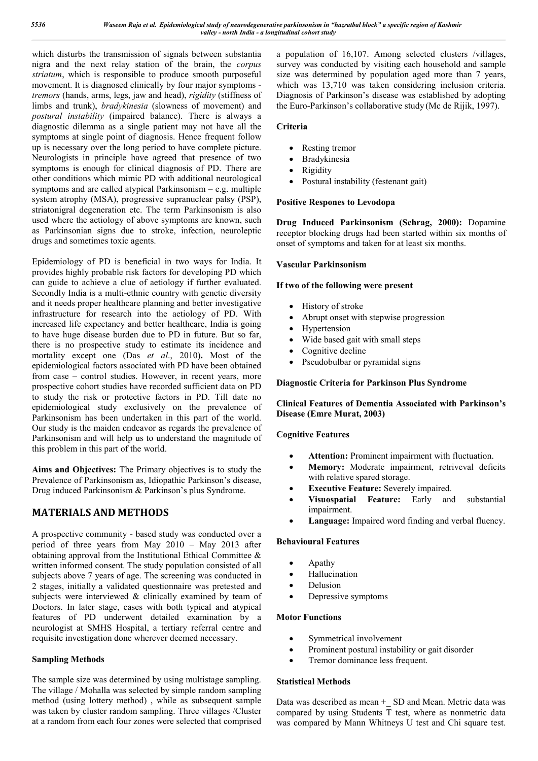which disturbs the transmission of signals between substantia nigra and the next relay station of the brain, the *corpus striatum*, which is responsible to produce smooth purposeful movement. It is diagnosed clinically by four major symptoms - *tremors* (hands, arms, legs, jaw and head), *rigidity* (stiffness of limbs and trunk), *bradykinesia* (slowness of movement) and *postural instability* (impaired balance). There is always a diagnostic dilemma as a single patient may not have all the symptoms at single point of diagnosis. Hence frequent follow up is necessary over the long period to have complete picture. Neurologists in principle have agreed that presence of two symptoms is enough for clinical diagnosis of PD. There are other conditions which mimic PD with additional neurological symptoms and are called atypical Parkinsonism – e.g. multiple system atrophy (MSA), progressive supranuclear palsy (PSP), striatonigral degeneration etc. The term Parkinsonism is also used where the aetiology of above symptoms are known, such as Parkinsonian signs due to stroke, infection, neuroleptic drugs and sometimes toxic agents.

Epidemiology of PD is beneficial in two ways for India. It provides highly probable risk factors for developing PD which can guide to achieve a clue of aetiology if further evaluated. Secondly India is a multi-ethnic country with genetic diversity and it needs proper healthcare planning and better investigative infrastructure for research into the aetiology of PD. With increased life expectancy and better healthcare, India is going to have huge disease burden due to PD in future. But so far, there is no prospective study to estimate its incidence and mortality except one (Das *et al*., 2010**).** Most of the epidemiological factors associated with PD have been obtained from case – control studies. However, in recent years, more prospective cohort studies have recorded sufficient data on PD to study the risk or protective factors in PD. Till date no epidemiological study exclusively on the prevalence of Parkinsonism has been undertaken in this part of the world. Our study is the maiden endeavor as regards the prevalence of Parkinsonism and will help us to understand the magnitude of this problem in this part of the world.

**Aims and Objectives:** The Primary objectives is to study the Prevalence of Parkinsonism as, Idiopathic Parkinson's disease, Drug induced Parkinsonism & Parkinson's plus Syndrome.

# MATERIALS AND METHODS

A prospective community - based study was conducted over a period of three years from May 2010 – May 2013 after obtaining approval from the Institutional Ethical Committee & written informed consent. The study population consisted of all subjects above 7 years of age. The screening was conducted in 2 stages, initially a validated questionnaire was pretested and subjects were interviewed & clinically examined by team of Doctors. In later stage, cases with both typical and atypical features of PD underwent detailed examination by a neurologist at SMHS Hospital, a tertiary referral centre and requisite investigation done wherever deemed necessary.

### Sampling Methods

The sample size was determined by using multistage sampling. The village / Mohalla was selected by simple random sampling method (using lottery method) , while as subsequent sample was taken by cluster random sampling. Three villages /Cluster at a random from each four zones were selected that comprised a population of 16,107. Among selected clusters /villages, survey was conducted by visiting each household and sample size was determined by population aged more than 7 years, which was 13,710 was taken considering inclusion criteria. Diagnosis of Parkinson's disease was established by adopting the Euro-Parkinson's collaborative study (Mc de Rijik, 1997).

### Criteria

- Resting tremor
- Bradykinesia
- Rigidity
- Postural instability (festenant gait)

### Positive Respones to Levodopa

**Drug Induced Parkinsonism (Schrag, 2000):** Dopamine receptor blocking drugs had been started within six months of onset of symptoms and taken for at least six months.

### Vascular Parkinsonism

### If two of the following were present

- History of stroke
- Abrupt onset with stepwise progression
- Hypertension
- Wide based gait with small steps
- Cognitive decline
- Pseudobulbar or pyramidal signs

### Diagnostic Criteria for Parkinson Plus Syndrome

### Clinical Features of Dementia Associated with Parkinson's Disease (Emre Murat, 2003)

### Cognitive Features

- **Attention:** Prominent impairment with fluctuation.
- **Memory:** Moderate impairment, retriveval deficits with relative spared storage.
- **Executive Feature:** Severely impaired.
- **Visuospatial Feature:** Early and substantial impairment.
- **Language:** Impaired word finding and verbal fluency.

### Behavioural Features

- Apathy
- Hallucination
- Delusion
- Depressive symptoms

### Motor Functions

- Symmetrical involvement
- Prominent postural instability or gait disorder
- Tremor dominance less frequent.

### Statistical Methods

Data was described as mean +_ SD and Mean. Metric data was compared by using Students T test, where as nonmetric data was compared by Mann Whitneys U test and Chi square test.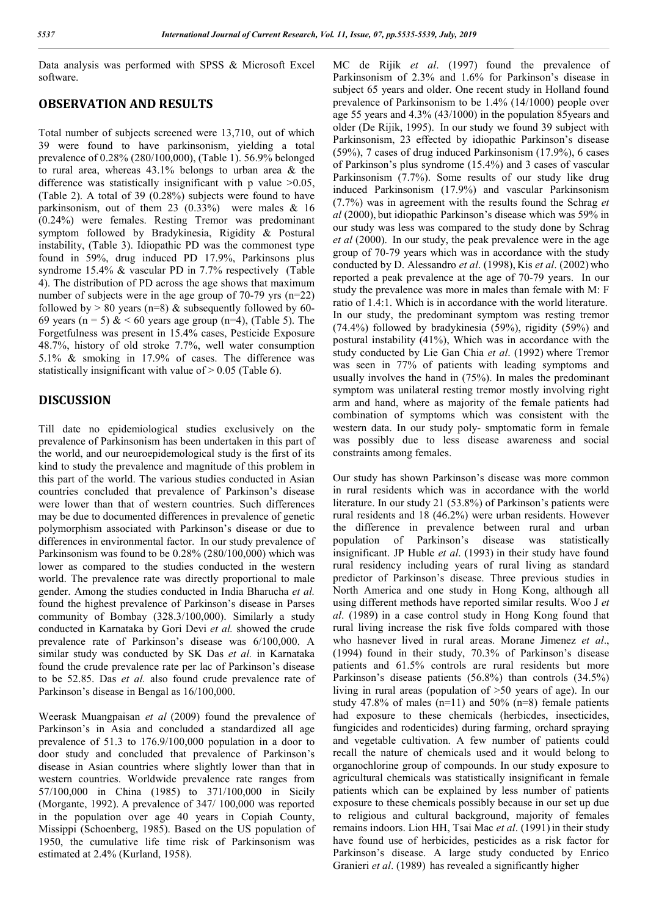Data analysis was performed with SPSS & Microsoft Excel software.

## OBSERVATION AND RESULTS

Total number of subjects screened were 13,710, out of which 39 were found to have parkinsonism, yielding a total prevalence of 0.28% (280/100,000), (Table 1). 56.9% belonged to rural area, whereas 43.1% belongs to urban area & the difference was statistically insignificant with p value >0.05, (Table 2). A total of 39 (0.28%) subjects were found to have parkinsonism, out of them 23 (0.33%) were males & 16 (0.24%) were females. Resting Tremor was predominant symptom followed by Bradykinesia, Rigidity & Postural instability, (Table 3). Idiopathic PD was the commonest type found in 59%, drug induced PD 17.9%, Parkinsons plus syndrome 15.4% & vascular PD in 7.7% respectively (Table 4). The distribution of PD across the age shows that maximum number of subjects were in the age group of 70-79 yrs (n=22) followed by > 80 years (n=8) & subsequently followed by 60-69 years (n = 5) & < 60 years age group (n=4), (Table 5). The Forgetfulness was present in 15.4% cases, Pesticide Exposure 48.7%, history of old stroke 7.7%, well water consumption 5.1% & smoking in 17.9% of cases. The difference was statistically insignificant with value of > 0.05 (Table 6).

## DISCUSSION

Till date no epidemiological studies exclusively on the prevalence of Parkinsonism has been undertaken in this part of the world, and our neuroepidemological study is the first of its kind to study the prevalence and magnitude of this problem in this part of the world. The various studies conducted in Asian countries concluded that prevalence of Parkinson's disease were lower than that of western countries. Such differences may be due to documented differences in prevalence of genetic polymorphism associated with Parkinson's disease or due to differences in environmental factor. In our study prevalence of Parkinsonism was found to be 0.28% (280/100,000) which was lower as compared to the studies conducted in the western world. The prevalence rate was directly proportional to male gender. Among the studies conducted in India Bharucha *et al.* found the highest prevalence of Parkinson's disease in Parses community of Bombay (328.3/100,000). Similarly a study conducted in Karnataka by Gori Devi *et al.* showed the crude prevalence rate of Parkinson's disease was 6/100,000. A similar study was conducted by SK Das *et al.* in Karnataka found the crude prevalence rate per lac of Parkinson's disease to be 52.85. Das *et al.* also found crude prevalence rate of Parkinson's disease in Bengal as 16/100,000.

Weerask Muangpaisan *et al* (2009) found the prevalence of Parkinson's in Asia and concluded a standardized all age prevalence of 51.3 to 176.9/100,000 population in a door to door study and concluded that prevalence of Parkinson's disease in Asian countries where slightly lower than that in western countries. Worldwide prevalence rate ranges from 57/100,000 in China (1985) to 371/100,000 in Sicily (Morgante, 1992). A prevalence of 347/ 100,000 was reported in the population over age 40 years in Copiah County, Missippi (Schoenberg, 1985). Based on the US population of 1950, the cumulative life time risk of Parkinsonism was estimated at 2.4% (Kurland, 1958).

MC de Rijik *et al*. (1997) found the prevalence of Parkinsonism of 2.3% and 1.6% for Parkinson's disease in subject 65 years and older. One recent study in Holland found prevalence of Parkinsonism to be 1.4% (14/1000) people over age 55 years and 4.3% (43/1000) in the population 85years and older (De Rijik, 1995). In our study we found 39 subject with Parkinsonism, 23 effected by idiopathic Parkinson's disease (59%), 7 cases of drug induced Parkinsonism (17.9%), 6 cases of Parkinson's plus syndrome (15.4%) and 3 cases of vascular Parkinsonism (7.7%). Some results of our study like drug induced Parkinsonism (17.9%) and vascular Parkinsonism (7.7%) was in agreement with the results found the Schrag *et al* (2000), but idiopathic Parkinson's disease which was 59% in our study was less was compared to the study done by Schrag *et al* (2000). In our study, the peak prevalence were in the age group of 70-79 years which was in accordance with the study conducted by D. Alessandro *et al*. (1998), Kis *et al*. (2002) who reported a peak prevalence at the age of 70-79 years. In our study the prevalence was more in males than female with M: F ratio of 1.4:1. Which is in accordance with the world literature. In our study, the predominant symptom was resting tremor (74.4%) followed by bradykinesia (59%), rigidity (59%) and postural instability (41%), Which was in accordance with the study conducted by Lie Gan Chia *et al*. (1992) where Tremor was seen in 77% of patients with leading symptoms and usually involves the hand in (75%). In males the predominant symptom was unilateral resting tremor mostly involving right arm and hand, where as majority of the female patients had combination of symptoms which was consistent with the western data. In our study poly- smptomatic form in female was possibly due to less disease awareness and social constraints among females.

Our study has shown Parkinson's disease was more common in rural residents which was in accordance with the world literature. In our study 21 (53.8%) of Parkinson's patients were rural residents and 18 (46.2%) were urban residents. However the difference in prevalence between rural and urban population of Parkinson's disease was statistically insignificant. JP Huble *et al*. (1993) in their study have found rural residency including years of rural living as standard predictor of Parkinson's disease. Three previous studies in North America and one study in Hong Kong, although all using different methods have reported similar results. Woo J *et al*. (1989) in a case control study in Hong Kong found that rural living increase the risk five folds compared with those who hasnever lived in rural areas. Morane Jimenez *et al*., (1994) found in their study, 70.3% of Parkinson's disease patients and 61.5% controls are rural residents but more Parkinson's disease patients (56.8%) than controls (34.5%) living in rural areas (population of >50 years of age). In our study 47.8% of males (n=11) and 50% (n=8) female patients had exposure to these chemicals (herbicides, insecticides, fungicides and rodenticides) during farming, orchard spraying and vegetable cultivation. A few number of patients could recall the nature of chemicals used and it would belong to organochlorine group of compounds. In our study exposure to agricultural chemicals was statistically insignificant in female patients which can be explained by less number of patients exposure to these chemicals possibly because in our set up due to religious and cultural background, majority of females remains indoors. Lion HH, Tsai Mac *et al*. (1991) in their study have found use of herbicides, pesticides as a risk factor for Parkinson's disease. A large study conducted by Enrico Granieri *et al*. (1989) has revealed a significantly higher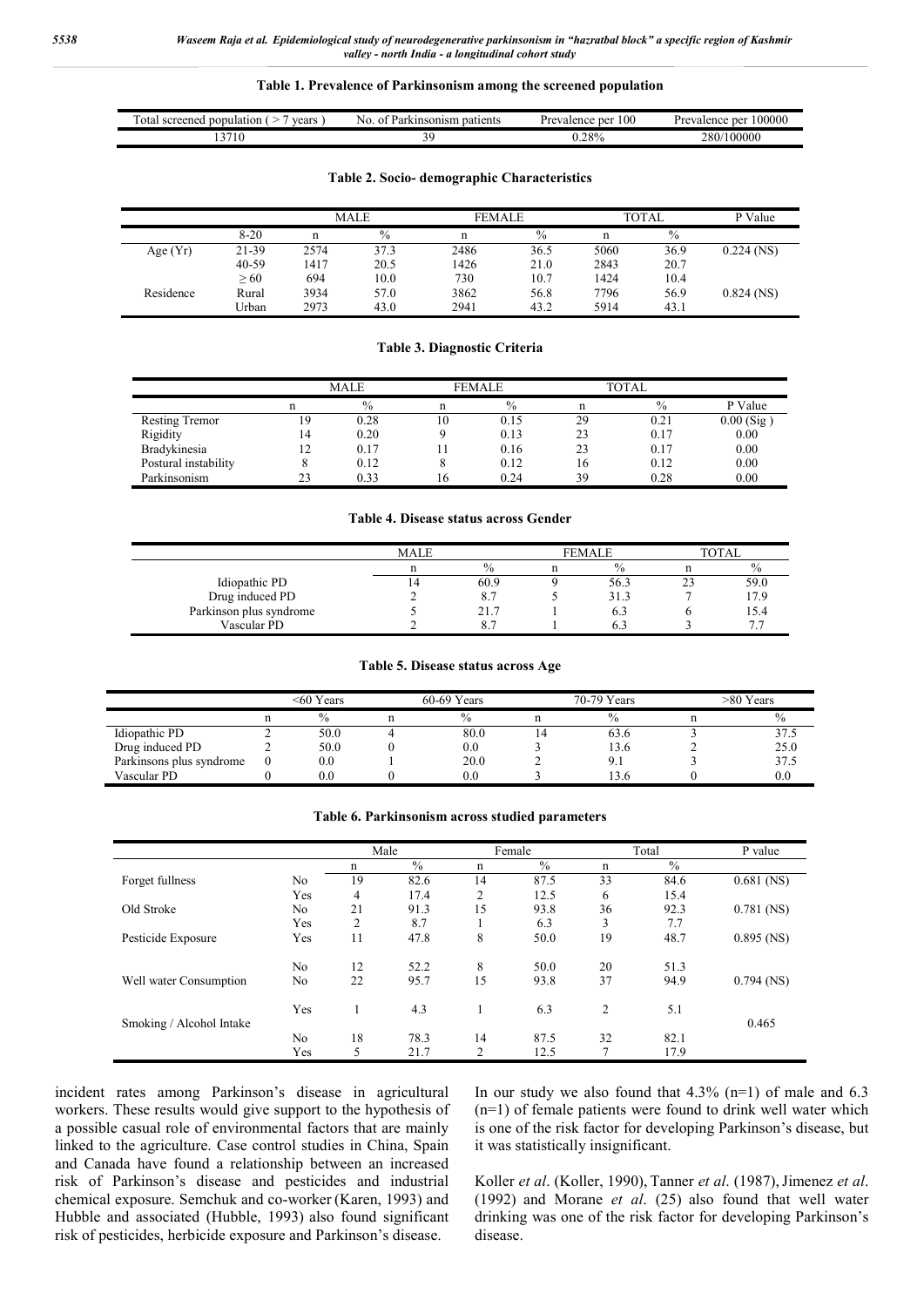**Table 1. Prevalence of Parkinsonism among the screened population**

| Total screened population ( > 7 years ) | No. of Parkinsonism patients | Prevalence per 100 | Prevalence per 100000 |
|---|---|---|---|
| 13710 | 39 | 0.28% | 280/100000 |

**Table 2. Socio- demographic Characteristics**

| | | MALE | | FEMALE | | TOTAL | | P Value |
|---|---|---|---|---|---|---|---|---|
| | 8-20 | n | % | n | % | n | % | |
| Age (Yr) | 21-39 | 2574 | 37.3 | 2486 | 36.5 | 5060 | 36.9 | 0.224 (NS) |
| | 40-59 | 1417 | 20.5 | 1426 | 21.0 | 2843 | 20.7 | |
| | ≥ 60 | 694 | 10.0 | 730 | 10.7 | 1424 | 10.4 | |
| Residence | Rural | 3934 | 57.0 | 3862 | 56.8 | 7796 | 56.9 | 0.824 (NS) |
| | Urban | 2973 | 43.0 | 2941 | 43.2 | 5914 | 43.1 | |

**Table 3. Diagnostic Criteria**

| | MALE | | FEMALE | | TOTAL | | |
|---|---|---|---|---|---|---|---|
| | n | % | n | % | n | % | P Value |
| Resting Tremor | 19 | 0.28 | 10 | 0.15 | 29 | 0.21 | 0.00 (Sig ) |
| Rigidity | 14 | 0.20 | 9 | 0.13 | 23 | 0.17 | 0.00 |
| Bradykinesia | 12 | 0.17 | 11 | 0.16 | 23 | 0.17 | 0.00 |
| Postural instability | 8 | 0.12 | 8 | 0.12 | 16 | 0.12 | 0.00 |
| Parkinsonism | 23 | 0.33 | 16 | 0.24 | 39 | 0.28 | 0.00 |

**Table 4. Disease status across Gender**

| | MALE | | FEMALE | | TOTAL | |
|---|---|---|---|---|---|---|
| | n | % | n | % | n | % |
| Idiopathic PD | 14 | 60.9 | 9 | 56.3 | 23 | 59.0 |
| Drug induced PD | 2 | 8.7 | 5 | 31.3 | 7 | 17.9 |
| Parkinson plus syndrome | 5 | 21.7 | 1 | 6.3 | 6 | 15.4 |
| Vascular PD | 2 | 8.7 | 1 | 6.3 | 3 | 7.7 |

**Table 5. Disease status across Age**

| | <60 Years | | 60-69 Years | | 70-79 Years | | >80 Years | |
|---|---|---|---|---|---|---|---|---|
| | n | % | n | % | n | % | n | % |
| Idiopathic PD | 2 | 50.0 | 4 | 80.0 | 14 | 63.6 | 3 | 37.5 |
| Drug induced PD | 2 | 50.0 | 0 | 0.0 | 3 | 13.6 | 2 | 25.0 |
| Parkinsons plus syndrome | 0 | 0.0 | 1 | 20.0 | 2 | 9.1 | 3 | 37.5 |
| Vascular PD | 0 | 0.0 | 0 | 0.0 | 3 | 13.6 | 0 | 0.0 |

**Table 6. Parkinsonism across studied parameters**

| | | Male | | Female | | Total | | P value |
|---|---|---|---|---|---|---|---|---|
| | | n | % | n | % | n | % | |
| Forget fullness | No | 19 | 82.6 | 14 | 87.5 | 33 | 84.6 | 0.681 (NS) |
| | Yes | 4 | 17.4 | 2 | 12.5 | 6 | 15.4 | |
| Old Stroke | No | 21 | 91.3 | 15 | 93.8 | 36 | 92.3 | 0.781 (NS) |
| | Yes | 2 | 8.7 | 1 | 6.3 | 3 | 7.7 | |
| Pesticide Exposure | Yes | 11 | 47.8 | 8 | 50.0 | 19 | 48.7 | 0.895 (NS) |
| | No | 12 | 52.2 | 8 | 50.0 | 20 | 51.3 | |
| Well water Consumption | No | 22 | 95.7 | 15 | 93.8 | 37 | 94.9 | 0.794 (NS) |
| | Yes | 1 | 4.3 | 1 | 6.3 | 2 | 5.1 | |
| Smoking / Alcohol Intake | | | | | | | | 0.465 |
| | No | 18 | 78.3 | 14 | 87.5 | 32 | 82.1 | |
| | Yes | 5 | 21.7 | 2 | 12.5 | 7 | 17.9 | |

incident rates among Parkinson's disease in agricultural workers. These results would give support to the hypothesis of a possible casual role of environmental factors that are mainly linked to the agriculture. Case control studies in China, Spain and Canada have found a relationship between an increased risk of Parkinson's disease and pesticides and industrial chemical exposure. Semchuk and co-worker (Karen, 1993) and Hubble and associated (Hubble, 1993) also found significant risk of pesticides, herbicide exposure and Parkinson's disease.

In our study we also found that 4.3% (n=1) of male and 6.3 (n=1) of female patients were found to drink well water which is one of the risk factor for developing Parkinson's disease, but it was statistically insignificant.

Koller *et al*. (Koller, 1990), Tanner *et al*. (1987), Jimenez *et al*. (1992) and Morane *et al*. (25) also found that well water drinking was one of the risk factor for developing Parkinson's disease.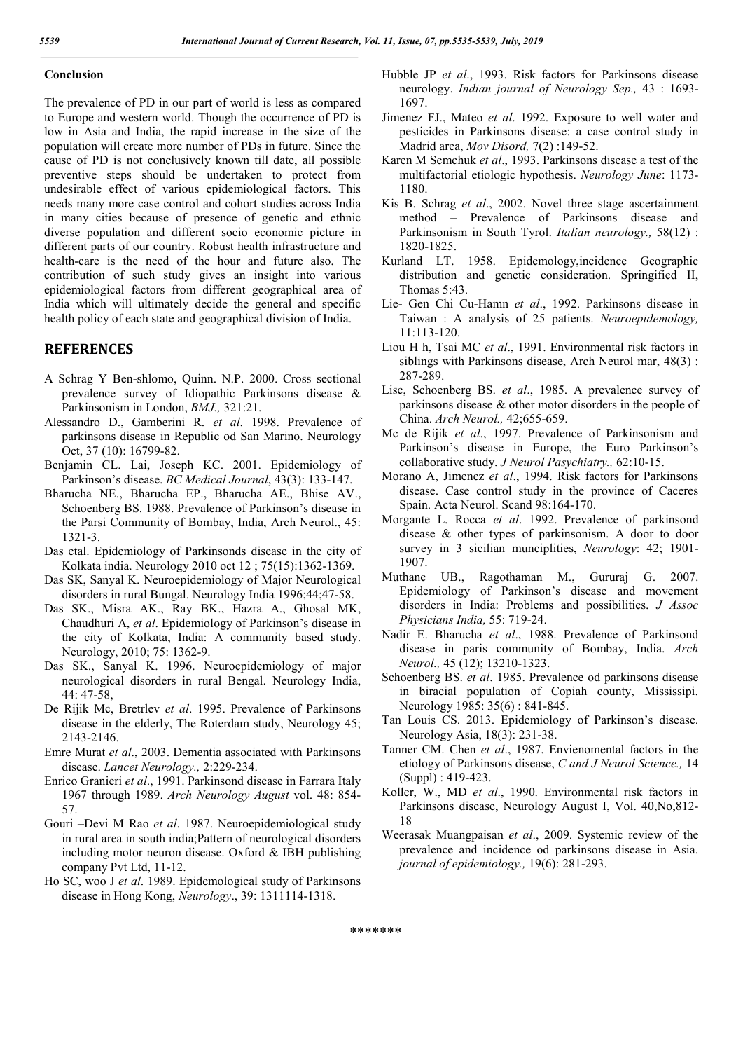## Conclusion

The prevalence of PD in our part of world is less as compared to Europe and western world. Though the occurrence of PD is low in Asia and India, the rapid increase in the size of the population will create more number of PDs in future. Since the cause of PD is not conclusively known till date, all possible preventive steps should be undertaken to protect from undesirable effect of various epidemiological factors. This needs many more case control and cohort studies across India in many cities because of presence of genetic and ethnic diverse population and different socio economic picture in different parts of our country. Robust health infrastructure and health-care is the need of the hour and future also. The contribution of such study gives an insight into various epidemiological factors from different geographical area of India which will ultimately decide the general and specific health policy of each state and geographical division of India.

## REFERENCES

A Schrag Y Ben-shlomo, Quinn. N.P. 2000. Cross sectional prevalence survey of Idiopathic Parkinsons disease & Parkinsonism in London, *BMJ.,* 321:21.

Alessandro D., Gamberini R. *et al*. 1998. Prevalence of parkinsons disease in Republic od San Marino. Neurology Oct, 37 (10): 16799-82.

Benjamin CL. Lai, Joseph KC. 2001. Epidemiology of Parkinson's disease. *BC Medical Journal*, 43(3): 133-147.

Bharucha NE., Bharucha EP., Bharucha AE., Bhise AV., Schoenberg BS. 1988. Prevalence of Parkinson's disease in the Parsi Community of Bombay, India, Arch Neurol., 45: 1321-3.

Das etal. Epidemiology of Parkinsonds disease in the city of Kolkata india. Neurology 2010 oct 12 ; 75(15):1362-1369.

Das SK, Sanyal K. Neuroepidemiology of Major Neurological disorders in rural Bungal. Neurology India 1996;44;47-58.

Das SK., Misra AK., Ray BK., Hazra A., Ghosal MK, Chaudhuri A, *et al*. Epidemiology of Parkinson's disease in the city of Kolkata, India: A community based study. Neurology, 2010; 75: 1362-9.

Das SK., Sanyal K. 1996. Neuroepidemiology of major neurological disorders in rural Bengal. Neurology India, 44: 47-58,

De Rijik Mc, Bretrlev *et al*. 1995. Prevalence of Parkinsons disease in the elderly, The Roterdam study, Neurology 45; 2143-2146.

Emre Murat *et al*., 2003. Dementia associated with Parkinsons disease. *Lancet Neurology.,* 2:229-234.

Enrico Granieri *et al*., 1991. Parkinsond disease in Farrara Italy 1967 through 1989. *Arch Neurology August* vol. 48: 854-57.

Gouri –Devi M Rao *et al*. 1987. Neuroepidemiological study in rural area in south india;Pattern of neurological disorders including motor neuron disease. Oxford & IBH publishing company Pvt Ltd, 11-12.

Ho SC, woo J *et al*. 1989. Epidemological study of Parkinsons disease in Hong Kong, *Neurology*., 39: 1311114-1318.

Hubble JP *et al*., 1993. Risk factors for Parkinsons disease neurology. *Indian journal of Neurology Sep.,* 43 : 1693-1697.

Jimenez FJ., Mateo *et al*. 1992. Exposure to well water and pesticides in Parkinsons disease: a case control study in Madrid area, *Mov Disord,* 7(2) :149-52.

Karen M Semchuk *et al*., 1993. Parkinsons disease a test of the multifactorial etiologic hypothesis. *Neurology June*: 1173-1180.

Kis B. Schrag *et al*., 2002. Novel three stage ascertainment method – Prevalence of Parkinsons disease and Parkinsonism in South Tyrol. *Italian neurology.,* 58(12) : 1820-1825.

Kurland LT. 1958. Epidemology,incidence Geographic distribution and genetic consideration. Springified II, Thomas 5:43.

Lie- Gen Chi Cu-Hamn *et al*., 1992. Parkinsons disease in Taiwan : A analysis of 25 patients. *Neuroepidemology,* 11:113-120.

Liou H h, Tsai MC *et al*., 1991. Environmental risk factors in siblings with Parkinsons disease, Arch Neurol mar, 48(3) : 287-289.

Lisc, Schoenberg BS. *et al*., 1985. A prevalence survey of parkinsons disease & other motor disorders in the people of China. *Arch Neurol.,* 42;655-659.

Mc de Rijik *et al*., 1997. Prevalence of Parkinsonism and Parkinson's disease in Europe, the Euro Parkinson's collaborative study. *J Neurol Pasychiatry.,* 62:10-15.

Morano A, Jimenez *et al*., 1994. Risk factors for Parkinsons disease. Case control study in the province of Caceres Spain. Acta Neurol. Scand 98:164-170.

Morgante L. Rocca *et al*. 1992. Prevalence of parkinsond disease & other types of parkinsonism. A door to door survey in 3 sicilian munciplities, *Neurology*: 42; 1901-1907.

Muthane UB., Ragothaman M., Gururaj G. 2007. Epidemiology of Parkinson's disease and movement disorders in India: Problems and possibilities. *J Assoc Physicians India,* 55: 719-24.

Nadir E. Bharucha *et al*., 1988. Prevalence of Parkinsond disease in paris community of Bombay, India. *Arch Neurol.,* 45 (12); 13210-1323.

Schoenberg BS. *et al*. 1985. Prevalence od parkinsons disease in biracial population of Copiah county, Mississipi. Neurology 1985: 35(6) : 841-845.

Tan Louis CS. 2013. Epidemiology of Parkinson's disease. Neurology Asia, 18(3): 231-38.

Tanner CM. Chen *et al*., 1987. Envienomental factors in the etiology of Parkinsons disease, *C and J Neurol Science.,* 14 (Suppl) : 419-423.

Koller, W., MD *et al*., 1990. Environmental risk factors in Parkinsons disease, Neurology August I, Vol. 40,No,812-18

Weerasak Muangpaisan *et al*., 2009. Systemic review of the prevalence and incidence od parkinsons disease in Asia. *journal of epidemiology.,* 19(6): 281-293.

\*\*\*\*\*\*\*